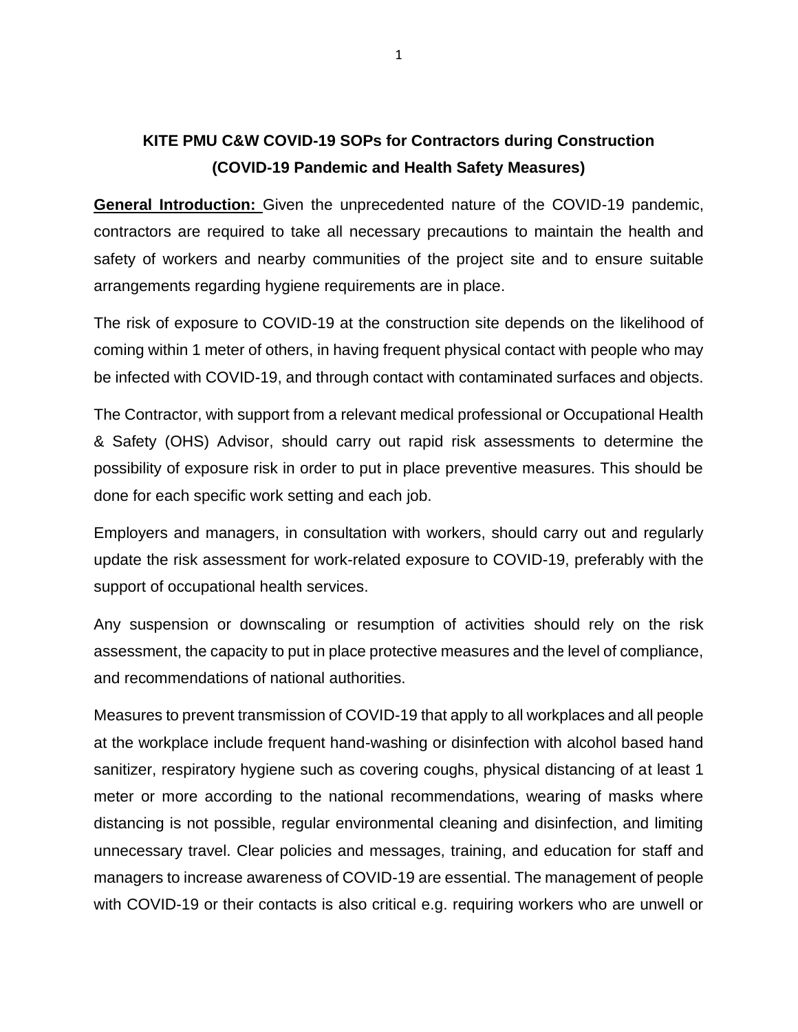# KITE PMU C&W COVID-19 SOPs for Contractors during Construction (COVID-19 Pandemic and Health Safety Measures)

**General Introduction:** Given the unprecedented nature of the COVID-19 pandemic, contractors are required to take all necessary precautions to maintain the health and safety of workers and nearby communities of the project site and to ensure suitable arrangements regarding hygiene requirements are in place.

The risk of exposure to COVID-19 at the construction site depends on the likelihood of coming within 1 meter of others, in having frequent physical contact with people who may be infected with COVID-19, and through contact with contaminated surfaces and objects.

The Contractor, with support from a relevant medical professional or Occupational Health & Safety (OHS) Advisor, should carry out rapid risk assessments to determine the possibility of exposure risk in order to put in place preventive measures. This should be done for each specific work setting and each job.

Employers and managers, in consultation with workers, should carry out and regularly update the risk assessment for work-related exposure to COVID-19, preferably with the support of occupational health services.

Any suspension or downscaling or resumption of activities should rely on the risk assessment, the capacity to put in place protective measures and the level of compliance, and recommendations of national authorities.

Measures to prevent transmission of COVID-19 that apply to all workplaces and all people at the workplace include frequent hand-washing or disinfection with alcohol based hand sanitizer, respiratory hygiene such as covering coughs, physical distancing of at least 1 meter or more according to the national recommendations, wearing of masks where distancing is not possible, regular environmental cleaning and disinfection, and limiting unnecessary travel. Clear policies and messages, training, and education for staff and managers to increase awareness of COVID-19 are essential. The management of people with COVID-19 or their contacts is also critical e.g. requiring workers who are unwell or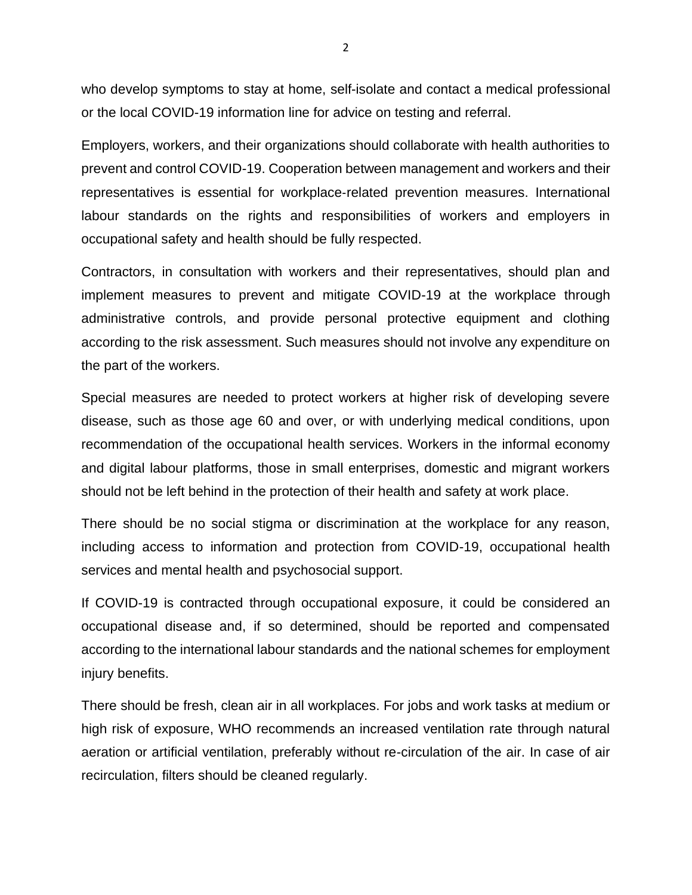who develop symptoms to stay at home, self-isolate and contact a medical professional or the local COVID-19 information line for advice on testing and referral.

Employers, workers, and their organizations should collaborate with health authorities to prevent and control COVID-19. Cooperation between management and workers and their representatives is essential for workplace-related prevention measures. International labour standards on the rights and responsibilities of workers and employers in occupational safety and health should be fully respected.

Contractors, in consultation with workers and their representatives, should plan and implement measures to prevent and mitigate COVID-19 at the workplace through administrative controls, and provide personal protective equipment and clothing according to the risk assessment. Such measures should not involve any expenditure on the part of the workers.

Special measures are needed to protect workers at higher risk of developing severe disease, such as those age 60 and over, or with underlying medical conditions, upon recommendation of the occupational health services. Workers in the informal economy and digital labour platforms, those in small enterprises, domestic and migrant workers should not be left behind in the protection of their health and safety at work place.

There should be no social stigma or discrimination at the workplace for any reason, including access to information and protection from COVID-19, occupational health services and mental health and psychosocial support.

If COVID-19 is contracted through occupational exposure, it could be considered an occupational disease and, if so determined, should be reported and compensated according to the international labour standards and the national schemes for employment injury benefits.

There should be fresh, clean air in all workplaces. For jobs and work tasks at medium or high risk of exposure, WHO recommends an increased ventilation rate through natural aeration or artificial ventilation, preferably without re-circulation of the air. In case of air recirculation, filters should be cleaned regularly.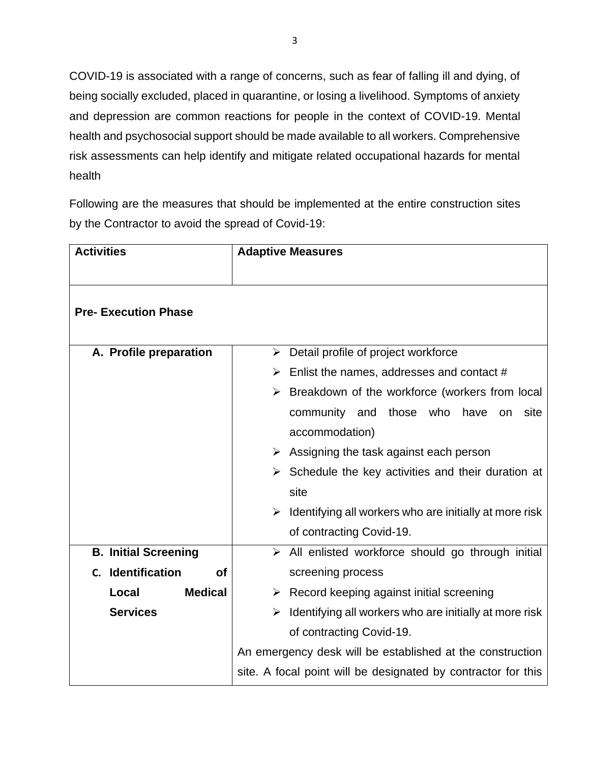COVID-19 is associated with a range of concerns, such as fear of falling ill and dying, of being socially excluded, placed in quarantine, or losing a livelihood. Symptoms of anxiety and depression are common reactions for people in the context of COVID-19. Mental health and psychosocial support should be made available to all workers. Comprehensive risk assessments can help identify and mitigate related occupational hazards for mental health

Following are the measures that should be implemented at the entire construction sites by the Contractor to avoid the spread of Covid-19:

| Activities | Adaptive Measures |
| --- | --- |
| **Pre- Execution Phase** | |
| **A. Profile preparation** | ➢ Detail profile of project workforce<br>➢ Enlist the names, addresses and contact #<br>➢ Breakdown of the workforce (workers from local community and those who have on site accommodation)<br>➢ Assigning the task against each person<br>➢ Schedule the key activities and their duration at site<br>➢ Identifying all workers who are initially at more risk of contracting Covid-19. |
| **B. Initial Screening**<br>**C. Identification of Local Medical Services** | ➢ All enlisted workforce should go through initial screening process<br>➢ Record keeping against initial screening<br>➢ Identifying all workers who are initially at more risk of contracting Covid-19.<br>An emergency desk will be established at the construction site. A focal point will be designated by contractor for this |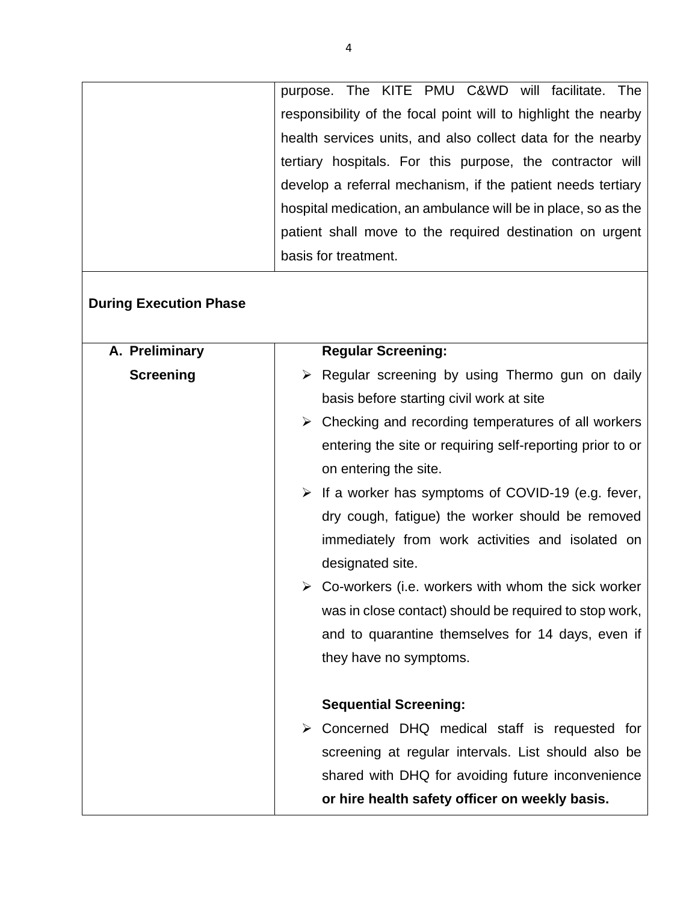| | |
|---|---|
| | purpose. The KITE PMU C&WD will facilitate. The responsibility of the focal point will to highlight the nearby health services units, and also collect data for the nearby tertiary hospitals. For this purpose, the contractor will develop a referral mechanism, if the patient needs tertiary hospital medication, an ambulance will be in place, so as the patient shall move to the required destination on urgent basis for treatment. |
| **During Execution Phase** | |
| **A. Preliminary Screening** | **Regular Screening:**<br>➢ Regular screening by using Thermo gun on daily basis before starting civil work at site<br>➢ Checking and recording temperatures of all workers entering the site or requiring self-reporting prior to or on entering the site.<br>➢ If a worker has symptoms of COVID-19 (e.g. fever, dry cough, fatigue) the worker should be removed immediately from work activities and isolated on designated site.<br>➢ Co-workers (i.e. workers with whom the sick worker was in close contact) should be required to stop work, and to quarantine themselves for 14 days, even if they have no symptoms.<br><br>**Sequential Screening:**<br>➢ Concerned DHQ medical staff is requested for screening at regular intervals. List should also be shared with DHQ for avoiding future inconvenience **or hire health safety officer on weekly basis.** |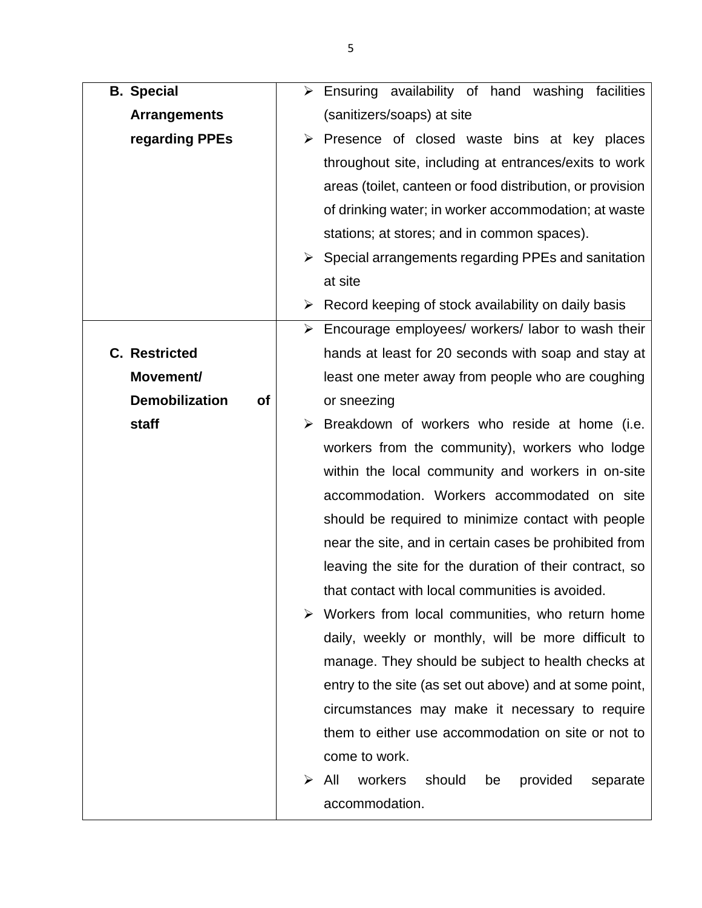| | |
|---|---|
| **B. Special Arrangements regarding PPEs** | ➢ Ensuring availability of hand washing facilities (sanitizers/soaps) at site<br>➢ Presence of closed waste bins at key places throughout site, including at entrances/exits to work areas (toilet, canteen or food distribution, or provision of drinking water; in worker accommodation; at waste stations; at stores; and in common spaces).<br>➢ Special arrangements regarding PPEs and sanitation at site<br>➢ Record keeping of stock availability on daily basis |
| **C. Restricted Movement/ Demobilization of staff** | ➢ Encourage employees/ workers/ labor to wash their hands at least for 20 seconds with soap and stay at least one meter away from people who are coughing or sneezing<br>➢ Breakdown of workers who reside at home (i.e. workers from the community), workers who lodge within the local community and workers in on-site accommodation. Workers accommodated on site should be required to minimize contact with people near the site, and in certain cases be prohibited from leaving the site for the duration of their contract, so that contact with local communities is avoided.<br>➢ Workers from local communities, who return home daily, weekly or monthly, will be more difficult to manage. They should be subject to health checks at entry to the site (as set out above) and at some point, circumstances may make it necessary to require them to either use accommodation on site or not to come to work.<br>➢ All workers should be provided separate accommodation. |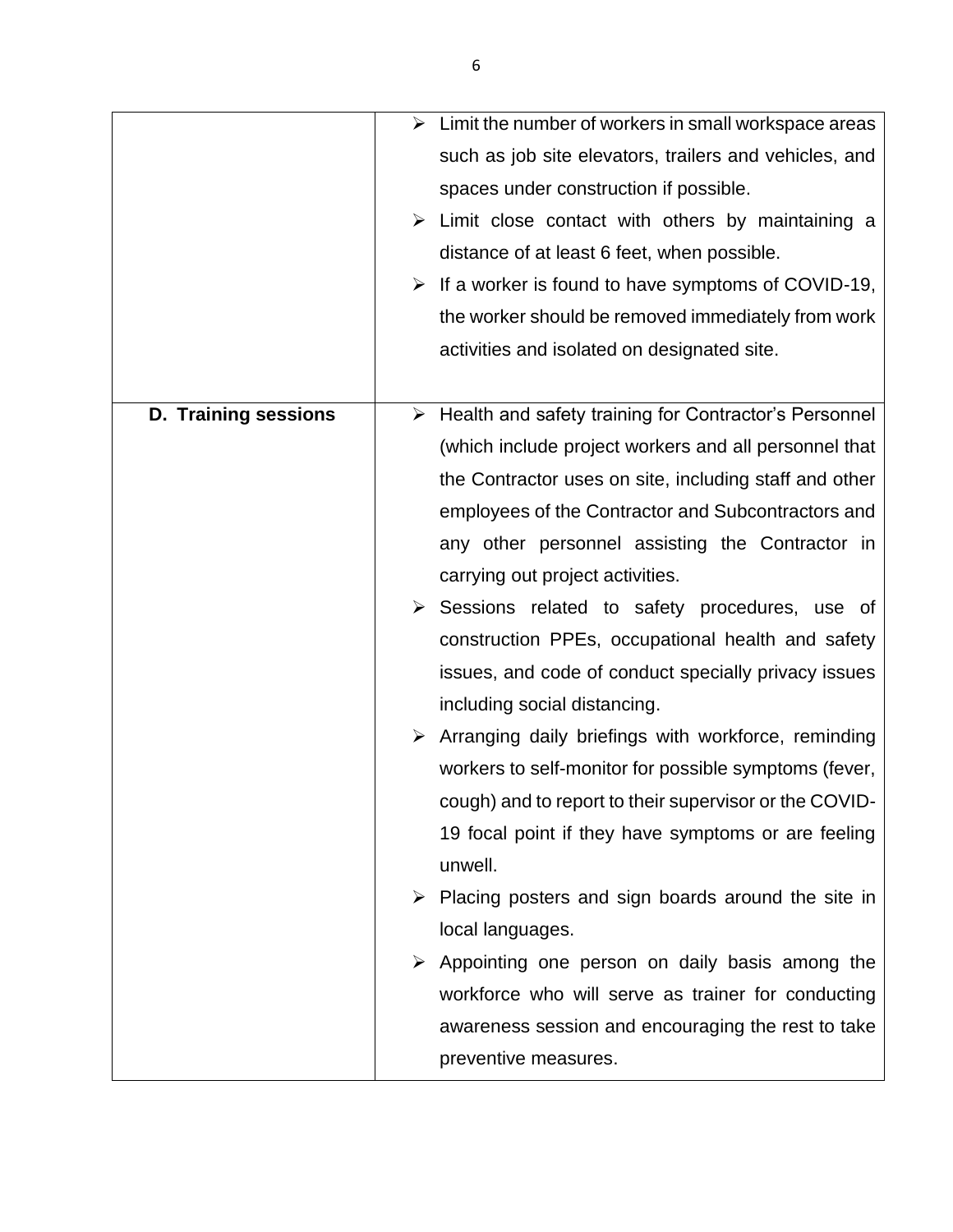| | |
|---|---|
| | ➢ Limit the number of workers in small workspace areas such as job site elevators, trailers and vehicles, and spaces under construction if possible.<br>➢ Limit close contact with others by maintaining a distance of at least 6 feet, when possible.<br>➢ If a worker is found to have symptoms of COVID-19, the worker should be removed immediately from work activities and isolated on designated site. |
| **D. Training sessions** | ➢ Health and safety training for Contractor's Personnel (which include project workers and all personnel that the Contractor uses on site, including staff and other employees of the Contractor and Subcontractors and any other personnel assisting the Contractor in carrying out project activities.<br>➢ Sessions related to safety procedures, use of construction PPEs, occupational health and safety issues, and code of conduct specially privacy issues including social distancing.<br>➢ Arranging daily briefings with workforce, reminding workers to self-monitor for possible symptoms (fever, cough) and to report to their supervisor or the COVID-19 focal point if they have symptoms or are feeling unwell.<br>➢ Placing posters and sign boards around the site in local languages.<br>➢ Appointing one person on daily basis among the workforce who will serve as trainer for conducting awareness session and encouraging the rest to take preventive measures. |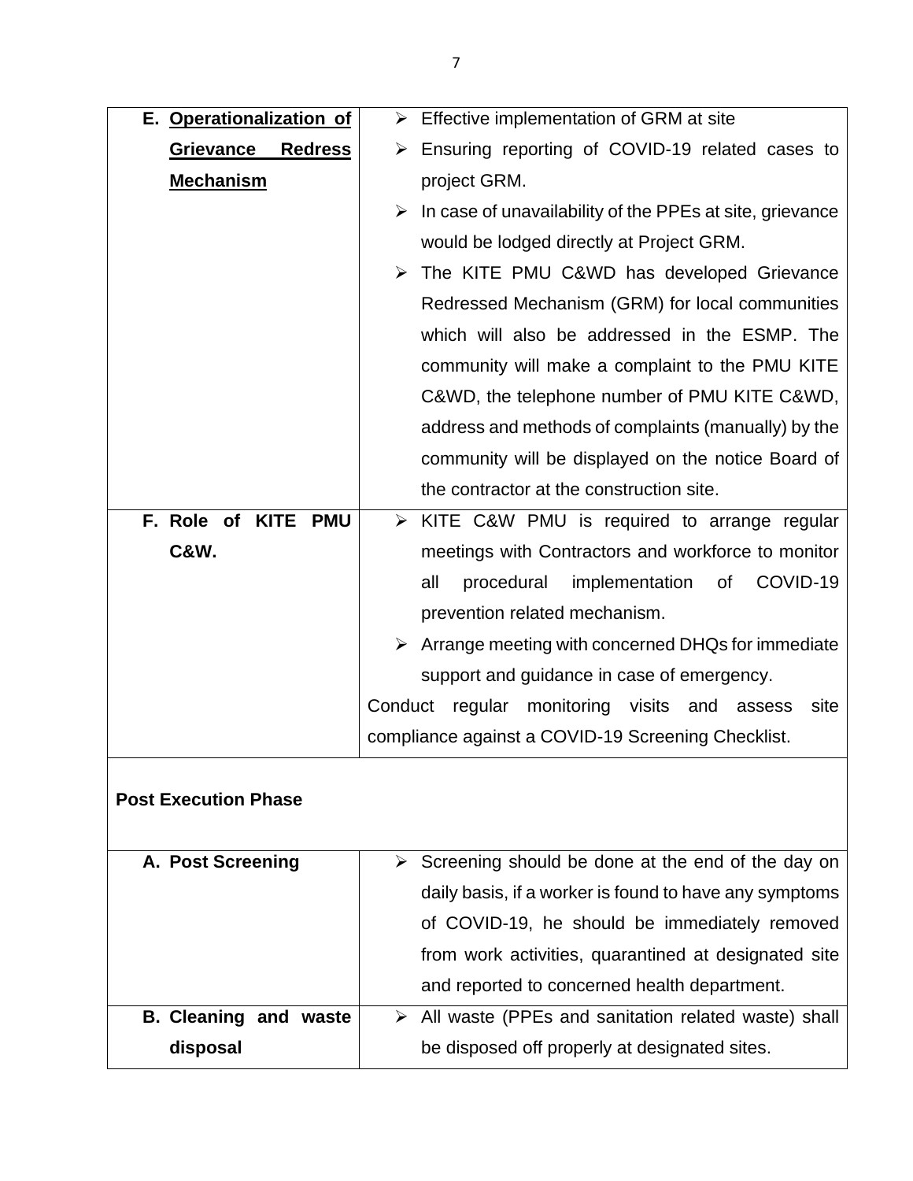| | |
|---|---|
| **E. Operationalization of Grievance Redress Mechanism** | ➢ Effective implementation of GRM at site<br>➢ Ensuring reporting of COVID-19 related cases to project GRM.<br>➢ In case of unavailability of the PPEs at site, grievance would be lodged directly at Project GRM.<br>➢ The KITE PMU C&WD has developed Grievance Redressed Mechanism (GRM) for local communities which will also be addressed in the ESMP. The community will make a complaint to the PMU KITE C&WD, the telephone number of PMU KITE C&WD, address and methods of complaints (manually) by the community will be displayed on the notice Board of the contractor at the construction site. |
| **F. Role of KITE PMU C&W.** | ➢ KITE C&W PMU is required to arrange regular meetings with Contractors and workforce to monitor all procedural implementation of COVID-19 prevention related mechanism.<br>➢ Arrange meeting with concerned DHQs for immediate support and guidance in case of emergency.<br>Conduct regular monitoring visits and assess site compliance against a COVID-19 Screening Checklist. |
| **Post Execution Phase** | |
| **A. Post Screening** | ➢ Screening should be done at the end of the day on daily basis, if a worker is found to have any symptoms of COVID-19, he should be immediately removed from work activities, quarantined at designated site and reported to concerned health department. |
| **B. Cleaning and waste disposal** | ➢ All waste (PPEs and sanitation related waste) shall be disposed off properly at designated sites. |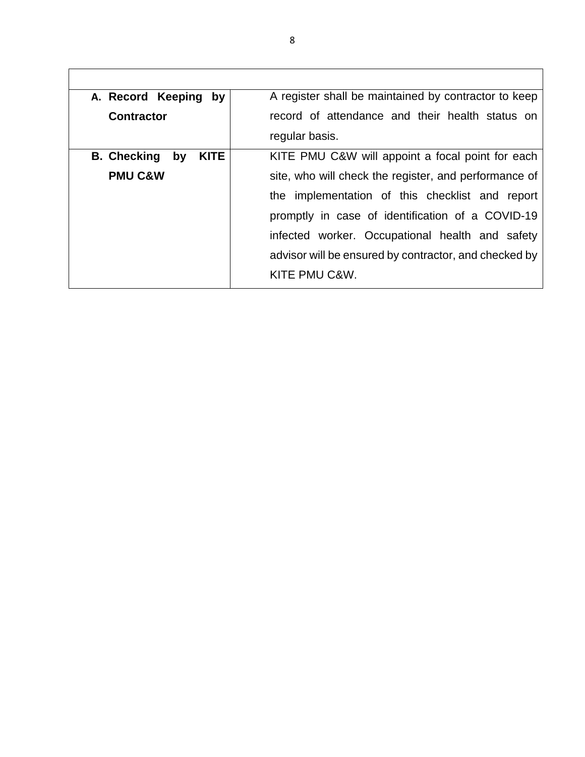| | |
|---|---|
| **A. Record Keeping by Contractor** | A register shall be maintained by contractor to keep record of attendance and their health status on regular basis. |
| **B. Checking by KITE PMU C&W** | KITE PMU C&W will appoint a focal point for each site, who will check the register, and performance of the implementation of this checklist and report promptly in case of identification of a COVID-19 infected worker. Occupational health and safety advisor will be ensured by contractor, and checked by KITE PMU C&W. |